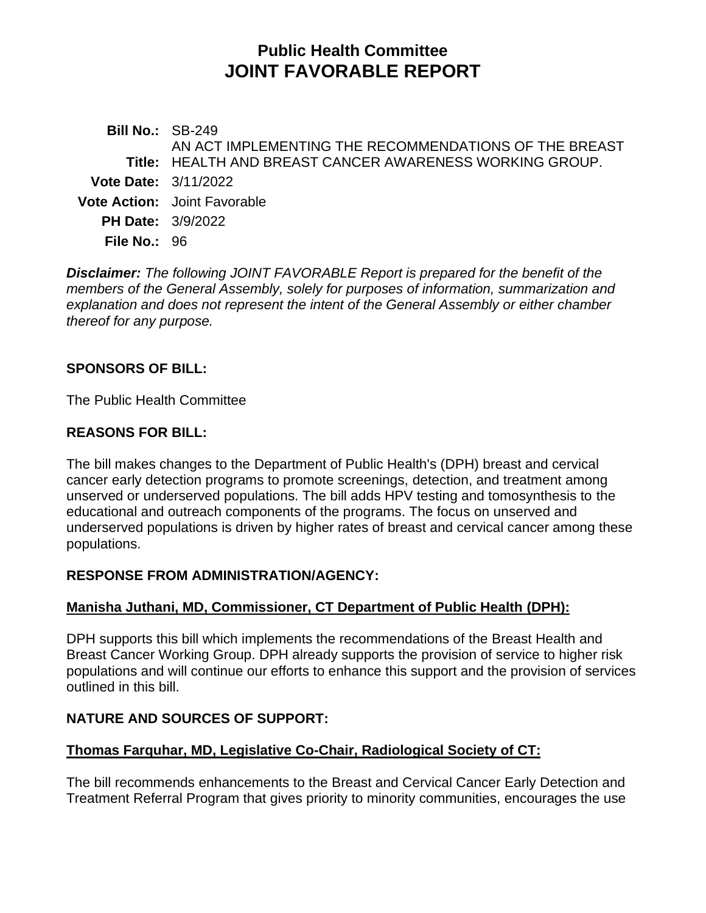# Public Health Committee
# JOINT FAVORABLE REPORT

**Bill No.:** SB-249

**Title:** AN ACT IMPLEMENTING THE RECOMMENDATIONS OF THE BREAST HEALTH AND BREAST CANCER AWARENESS WORKING GROUP.

**Vote Date:** 3/11/2022

**Vote Action:** Joint Favorable

**PH Date:** 3/9/2022

**File No.:** 96

***Disclaimer:*** *The following JOINT FAVORABLE Report is prepared for the benefit of the members of the General Assembly, solely for purposes of information, summarization and explanation and does not represent the intent of the General Assembly or either chamber thereof for any purpose.*

## SPONSORS OF BILL:

The Public Health Committee

## REASONS FOR BILL:

The bill makes changes to the Department of Public Health's (DPH) breast and cervical cancer early detection programs to promote screenings, detection, and treatment among unserved or underserved populations. The bill adds HPV testing and tomosynthesis to the educational and outreach components of the programs. The focus on unserved and underserved populations is driven by higher rates of breast and cervical cancer among these populations.

## RESPONSE FROM ADMINISTRATION/AGENCY:

**Manisha Juthani, MD, Commissioner, CT Department of Public Health (DPH):**

DPH supports this bill which implements the recommendations of the Breast Health and Breast Cancer Working Group. DPH already supports the provision of service to higher risk populations and will continue our efforts to enhance this support and the provision of services outlined in this bill.

## NATURE AND SOURCES OF SUPPORT:

**Thomas Farquhar, MD, Legislative Co-Chair, Radiological Society of CT:**

The bill recommends enhancements to the Breast and Cervical Cancer Early Detection and Treatment Referral Program that gives priority to minority communities, encourages the use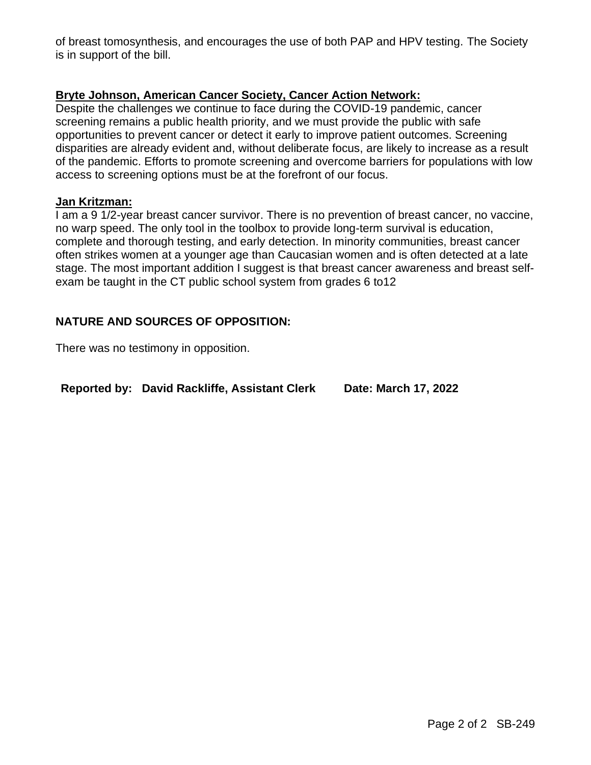of breast tomosynthesis, and encourages the use of both PAP and HPV testing. The Society is in support of the bill.

**Bryte Johnson, American Cancer Society, Cancer Action Network:**
Despite the challenges we continue to face during the COVID-19 pandemic, cancer screening remains a public health priority, and we must provide the public with safe opportunities to prevent cancer or detect it early to improve patient outcomes. Screening disparities are already evident and, without deliberate focus, are likely to increase as a result of the pandemic. Efforts to promote screening and overcome barriers for populations with low access to screening options must be at the forefront of our focus.

**Jan Kritzman:**
I am a 9 1/2-year breast cancer survivor. There is no prevention of breast cancer, no vaccine, no warp speed. The only tool in the toolbox to provide long-term survival is education, complete and thorough testing, and early detection. In minority communities, breast cancer often strikes women at a younger age than Caucasian women and is often detected at a late stage. The most important addition I suggest is that breast cancer awareness and breast self-exam be taught in the CT public school system from grades 6 to12

## NATURE AND SOURCES OF OPPOSITION:

There was no testimony in opposition.

**Reported by: David Rackliffe, Assistant Clerk Date: March 17, 2022**